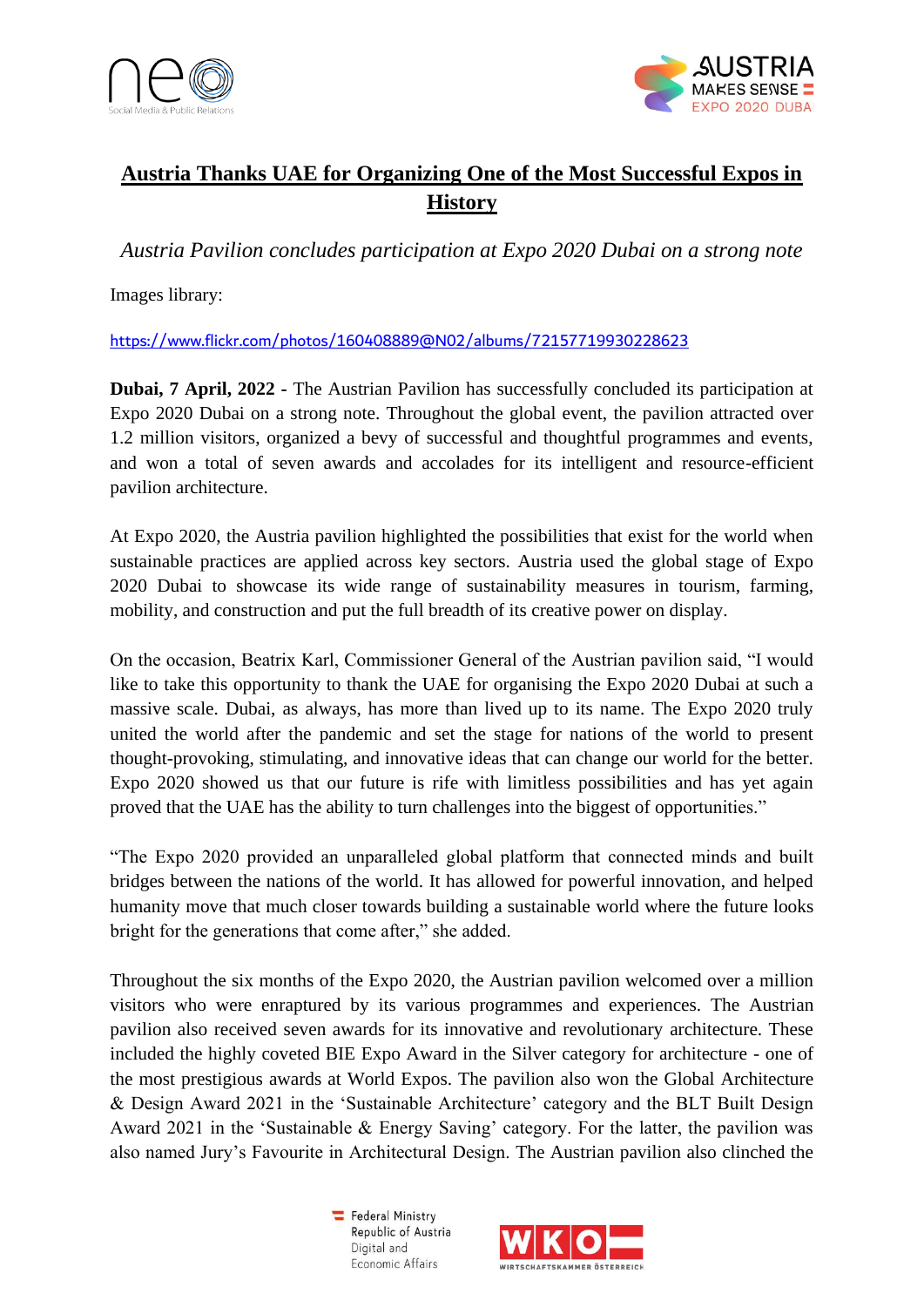# Austria Thanks UAE for Organizing One of the Most Successful Expos in History

*Austria Pavilion concludes participation at Expo 2020 Dubai on a strong note*

Images library:

https://www.flickr.com/photos/160408889@N02/albums/72157719930228623

**Dubai, 7 April, 2022** - The Austrian Pavilion has successfully concluded its participation at Expo 2020 Dubai on a strong note. Throughout the global event, the pavilion attracted over 1.2 million visitors, organized a bevy of successful and thoughtful programmes and events, and won a total of seven awards and accolades for its intelligent and resource-efficient pavilion architecture.

At Expo 2020, the Austria pavilion highlighted the possibilities that exist for the world when sustainable practices are applied across key sectors. Austria used the global stage of Expo 2020 Dubai to showcase its wide range of sustainability measures in tourism, farming, mobility, and construction and put the full breadth of its creative power on display.

On the occasion, Beatrix Karl, Commissioner General of the Austrian pavilion said, "I would like to take this opportunity to thank the UAE for organising the Expo 2020 Dubai at such a massive scale. Dubai, as always, has more than lived up to its name. The Expo 2020 truly united the world after the pandemic and set the stage for nations of the world to present thought-provoking, stimulating, and innovative ideas that can change our world for the better. Expo 2020 showed us that our future is rife with limitless possibilities and has yet again proved that the UAE has the ability to turn challenges into the biggest of opportunities."

"The Expo 2020 provided an unparalleled global platform that connected minds and built bridges between the nations of the world. It has allowed for powerful innovation, and helped humanity move that much closer towards building a sustainable world where the future looks bright for the generations that come after," she added.

Throughout the six months of the Expo 2020, the Austrian pavilion welcomed over a million visitors who were enraptured by its various programmes and experiences. The Austrian pavilion also received seven awards for its innovative and revolutionary architecture. These included the highly coveted BIE Expo Award in the Silver category for architecture - one of the most prestigious awards at World Expos. The pavilion also won the Global Architecture & Design Award 2021 in the 'Sustainable Architecture' category and the BLT Built Design Award 2021 in the 'Sustainable & Energy Saving' category. For the latter, the pavilion was also named Jury's Favourite in Architectural Design. The Austrian pavilion also clinched the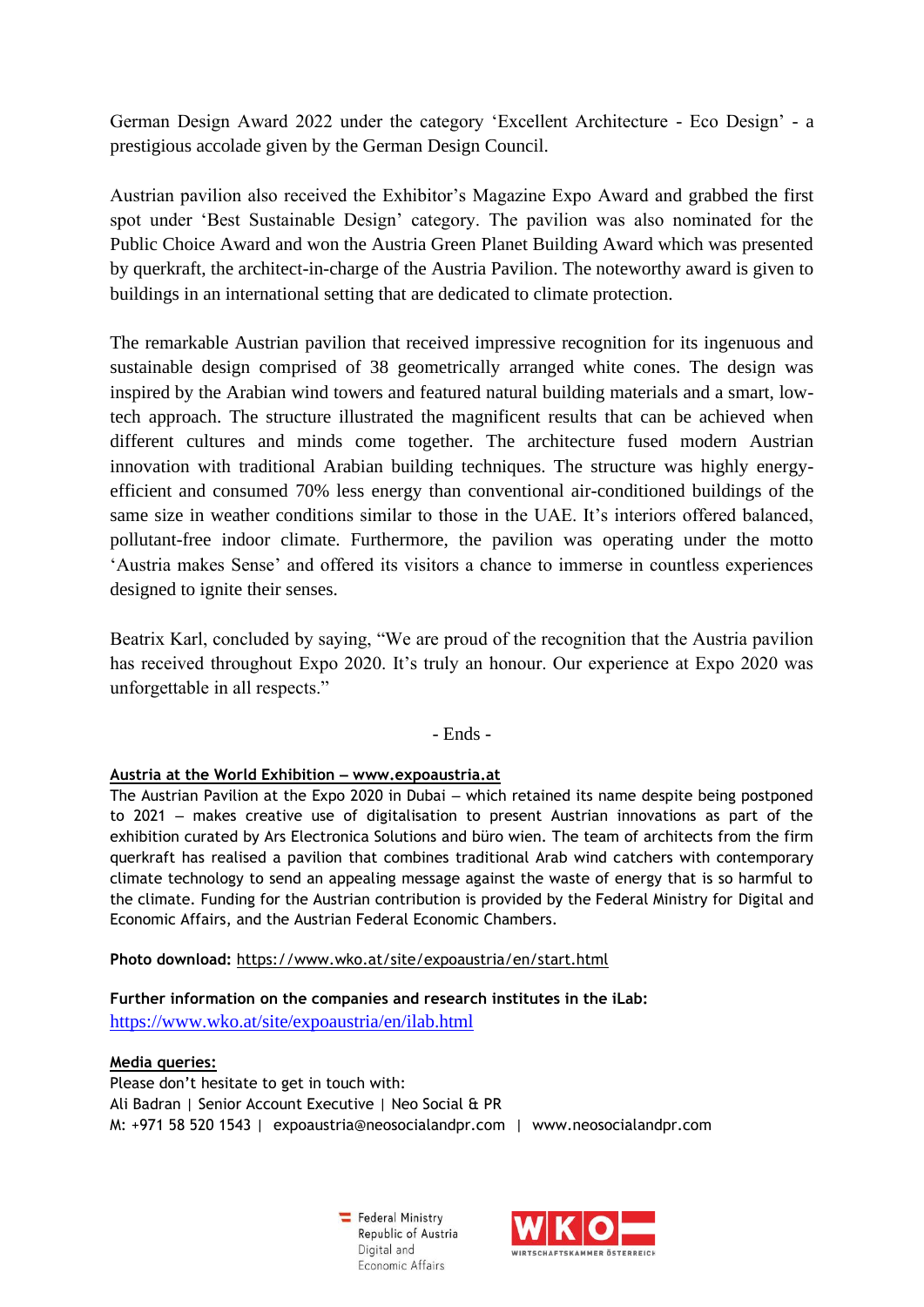German Design Award 2022 under the category 'Excellent Architecture - Eco Design' - a prestigious accolade given by the German Design Council.

Austrian pavilion also received the Exhibitor's Magazine Expo Award and grabbed the first spot under 'Best Sustainable Design' category. The pavilion was also nominated for the Public Choice Award and won the Austria Green Planet Building Award which was presented by querkraft, the architect-in-charge of the Austria Pavilion. The noteworthy award is given to buildings in an international setting that are dedicated to climate protection.

The remarkable Austrian pavilion that received impressive recognition for its ingenuous and sustainable design comprised of 38 geometrically arranged white cones. The design was inspired by the Arabian wind towers and featured natural building materials and a smart, low-tech approach. The structure illustrated the magnificent results that can be achieved when different cultures and minds come together. The architecture fused modern Austrian innovation with traditional Arabian building techniques. The structure was highly energy-efficient and consumed 70% less energy than conventional air-conditioned buildings of the same size in weather conditions similar to those in the UAE. It's interiors offered balanced, pollutant-free indoor climate. Furthermore, the pavilion was operating under the motto 'Austria makes Sense' and offered its visitors a chance to immerse in countless experiences designed to ignite their senses.

Beatrix Karl, concluded by saying, "We are proud of the recognition that the Austria pavilion has received throughout Expo 2020. It's truly an honour. Our experience at Expo 2020 was unforgettable in all respects."

- Ends -

**Austria at the World Exhibition – www.expoaustria.at**

The Austrian Pavilion at the Expo 2020 in Dubai – which retained its name despite being postponed to 2021 – makes creative use of digitalisation to present Austrian innovations as part of the exhibition curated by Ars Electronica Solutions and büro wien. The team of architects from the firm querkraft has realised a pavilion that combines traditional Arab wind catchers with contemporary climate technology to send an appealing message against the waste of energy that is so harmful to the climate. Funding for the Austrian contribution is provided by the Federal Ministry for Digital and Economic Affairs, and the Austrian Federal Economic Chambers.

**Photo download:** https://www.wko.at/site/expoaustria/en/start.html

**Further information on the companies and research institutes in the iLab:**
https://www.wko.at/site/expoaustria/en/ilab.html

**Media queries:**

Please don't hesitate to get in touch with:
Ali Badran | Senior Account Executive | Neo Social & PR
M: +971 58 520 1543 | expoaustria@neosocialandpr.com | www.neosocialandpr.com

Federal Ministry Republic of Austria Digital and Economic Affairs

WKO WIRTSCHAFTSKAMMER ÖSTERREICH